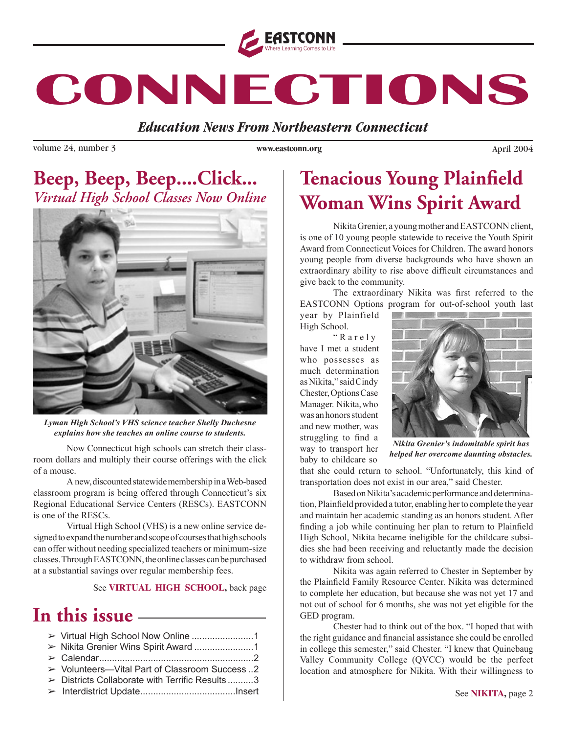EASTCONN
Where Learning Comes to Life

# CONNECTIONS

*Education News From Northeastern Connecticut*

volume 24, number 3 www.eastconn.org April 2004

## Beep, Beep, Beep....Click...
### *Virtual High School Classes Now Online*

*Lyman High School's VHS science teacher Shelly Duchesne explains how she teaches an online course to students.*

Now Connecticut high schools can stretch their classroom dollars and multiply their course offerings with the click of a mouse.

A new, discounted statewide membership in a Web-based classroom program is being offered through Connecticut's six Regional Educational Service Centers (RESCs). EASTCONN is one of the RESCs.

Virtual High School (VHS) is a new online service designed to expand the number and scope of courses that high schools can offer without needing specialized teachers or minimum-size classes. Through EASTCONN, the online classes can be purchased at a substantial savings over regular membership fees.

See **VIRTUAL HIGH SCHOOL,** back page

## In this issue

- Virtual High School Now Online ........................1
- Nikita Grenier Wins Spirit Award .......................1
- Calendar...........................................................2
- Volunteers—Vital Part of Classroom Success ..2
- Districts Collaborate with Terrific Results ..........3
- Interdistrict Update.....................................Insert

## Tenacious Young Plainfield Woman Wins Spirit Award

Nikita Grenier, a young mother and EASTCONN client, is one of 10 young people statewide to receive the Youth Spirit Award from Connecticut Voices for Children. The award honors young people from diverse backgrounds who have shown an extraordinary ability to rise above difficult circumstances and give back to the community.

The extraordinary Nikita was first referred to the EASTCONN Options program for out-of-school youth last year by Plainfield High School.

"Rarely have I met a student who possesses as much determination as Nikita," said Cindy Chester, Options Case Manager. Nikita, who was an honors student and new mother, was struggling to find a way to transport her baby to childcare so that she could return to school. "Unfortunately, this kind of transportation does not exist in our area," said Chester.

*Nikita Grenier's indomitable spirit has helped her overcome daunting obstacles.*

Based on Nikita's academic performance and determination, Plainfield provided a tutor, enabling her to complete the year and maintain her academic standing as an honors student. After finding a job while continuing her plan to return to Plainfield High School, Nikita became ineligible for the childcare subsidies she had been receiving and reluctantly made the decision to withdraw from school.

Nikita was again referred to Chester in September by the Plainfield Family Resource Center. Nikita was determined to complete her education, but because she was not yet 17 and not out of school for 6 months, she was not yet eligible for the GED program.

Chester had to think out of the box. "I hoped that with the right guidance and financial assistance she could be enrolled in college this semester," said Chester. "I knew that Quinebaug Valley Community College (QVCC) would be the perfect location and atmosphere for Nikita. With their willingness to

See **NIKITA,** page 2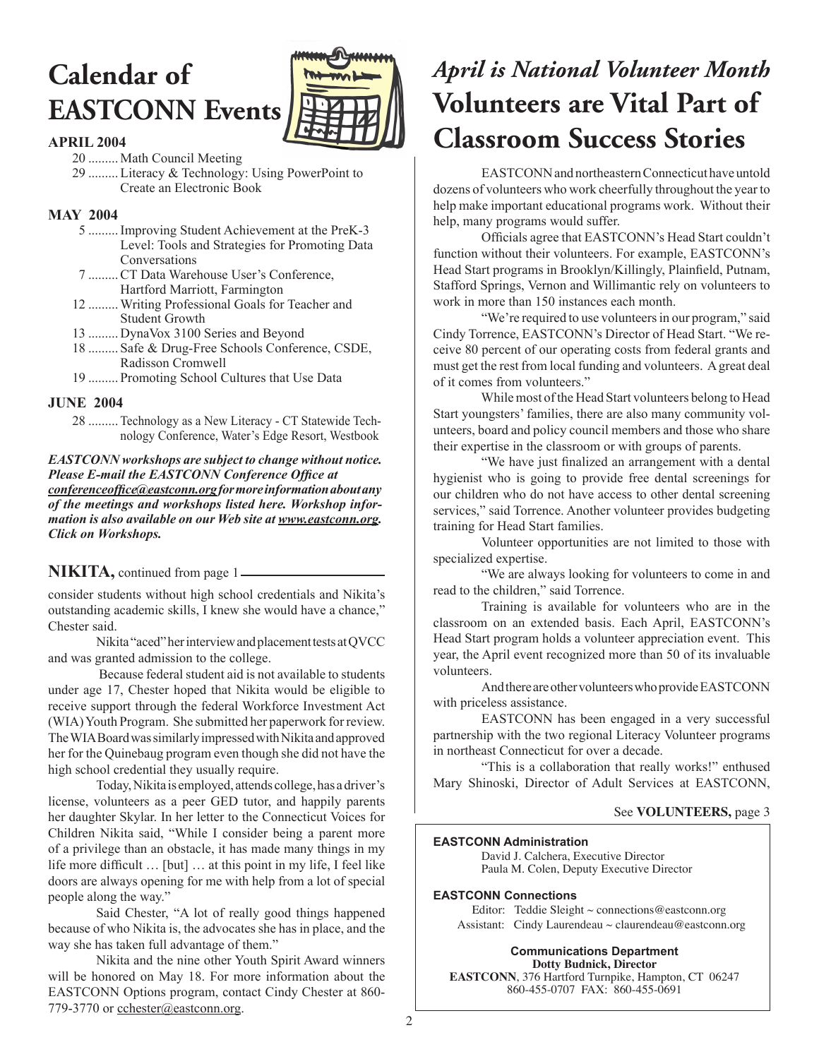# Calendar of EASTCONN Events

**APRIL 2004**

- 20 ......... Math Council Meeting
- 29 ......... Literacy & Technology: Using PowerPoint to Create an Electronic Book

**MAY 2004**

- 5 ......... Improving Student Achievement at the PreK-3 Level: Tools and Strategies for Promoting Data Conversations
- 7 ......... CT Data Warehouse User's Conference, Hartford Marriott, Farmington
- 12 ......... Writing Professional Goals for Teacher and Student Growth
- 13 ......... DynaVox 3100 Series and Beyond
- 18 ......... Safe & Drug-Free Schools Conference, CSDE, Radisson Cromwell
- 19 ......... Promoting School Cultures that Use Data

**JUNE 2004**

- 28 ......... Technology as a New Literacy - CT Statewide Technology Conference, Water's Edge Resort, Westbook

***EASTCONN workshops are subject to change without notice. Please E-mail the EASTCONN Conference Office at conferenceoffice@eastconn.org for more information about any of the meetings and workshops listed here. Workshop information is also available on our Web site at www.eastconn.org. Click on Workshops.***

**NIKITA,** continued from page 1

consider students without high school credentials and Nikita's outstanding academic skills, I knew she would have a chance," Chester said.

Nikita "aced" her interview and placement tests at QVCC and was granted admission to the college.

Because federal student aid is not available to students under age 17, Chester hoped that Nikita would be eligible to receive support through the federal Workforce Investment Act (WIA) Youth Program. She submitted her paperwork for review. The WIA Board was similarly impressed with Nikita and approved her for the Quinebaug program even though she did not have the high school credential they usually require.

Today, Nikita is employed, attends college, has a driver's license, volunteers as a peer GED tutor, and happily parents her daughter Skylar. In her letter to the Connecticut Voices for Children Nikita said, "While I consider being a parent more of a privilege than an obstacle, it has made many things in my life more difficult … [but] … at this point in my life, I feel like doors are always opening for me with help from a lot of special people along the way."

Said Chester, "A lot of really good things happened because of who Nikita is, the advocates she has in place, and the way she has taken full advantage of them."

Nikita and the nine other Youth Spirit Award winners will be honored on May 18. For more information about the EASTCONN Options program, contact Cindy Chester at 860-779-3770 or cchester@eastconn.org.

## *April is National Volunteer Month*

# Volunteers are Vital Part of Classroom Success Stories

EASTCONN and northeastern Connecticut have untold dozens of volunteers who work cheerfully throughout the year to help make important educational programs work. Without their help, many programs would suffer.

Officials agree that EASTCONN's Head Start couldn't function without their volunteers. For example, EASTCONN's Head Start programs in Brooklyn/Killingly, Plainfield, Putnam, Stafford Springs, Vernon and Willimantic rely on volunteers to work in more than 150 instances each month.

"We're required to use volunteers in our program," said Cindy Torrence, EASTCONN's Director of Head Start. "We receive 80 percent of our operating costs from federal grants and must get the rest from local funding and volunteers. A great deal of it comes from volunteers."

While most of the Head Start volunteers belong to Head Start youngsters' families, there are also many community volunteers, board and policy council members and those who share their expertise in the classroom or with groups of parents.

"We have just finalized an arrangement with a dental hygienist who is going to provide free dental screenings for our children who do not have access to other dental screening services," said Torrence. Another volunteer provides budgeting training for Head Start families.

Volunteer opportunities are not limited to those with specialized expertise.

"We are always looking for volunteers to come in and read to the children," said Torrence.

Training is available for volunteers who are in the classroom on an extended basis. Each April, EASTCONN's Head Start program holds a volunteer appreciation event. This year, the April event recognized more than 50 of its invaluable volunteers.

And there are other volunteers who provide EASTCONN with priceless assistance.

EASTCONN has been engaged in a very successful partnership with the two regional Literacy Volunteer programs in northeast Connecticut for over a decade.

"This is a collaboration that really works!" enthused Mary Shinoski, Director of Adult Services at EASTCONN,

See **VOLUNTEERS,** page 3

**EASTCONN Administration**

David J. Calchera, Executive Director
Paula M. Colen, Deputy Executive Director

**EASTCONN Connections**

Editor: Teddie Sleight ~ connections@eastconn.org
Assistant: Cindy Laurendeau ~ claurendeau@eastconn.org

**Communications Department**
**Dotty Budnick, Director**
**EASTCONN**, 376 Hartford Turnpike, Hampton, CT 06247
860-455-0707 FAX: 860-455-0691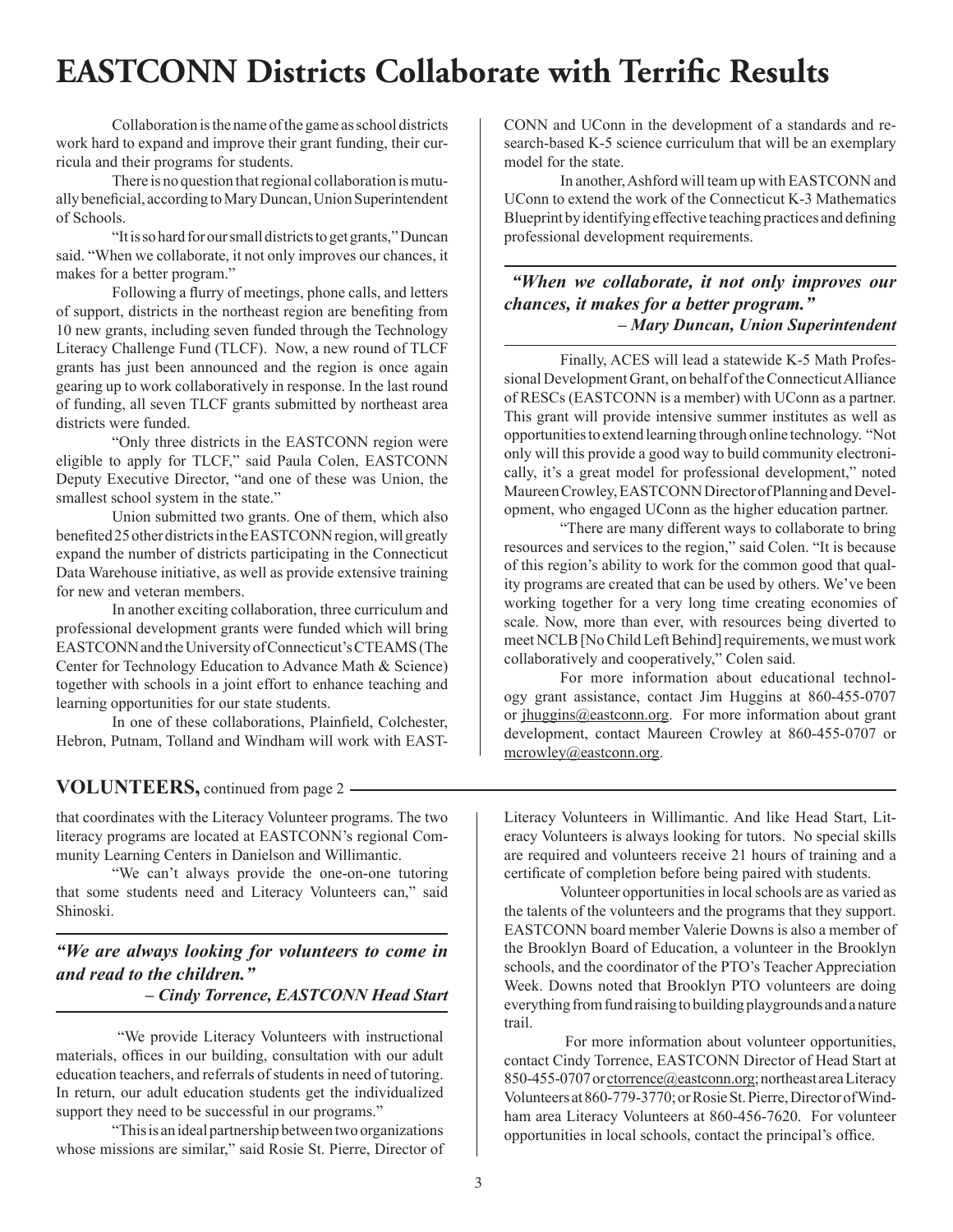# EASTCONN Districts Collaborate with Terrific Results

Collaboration is the name of the game as school districts work hard to expand and improve their grant funding, their curricula and their programs for students.

There is no question that regional collaboration is mutually beneficial, according to Mary Duncan, Union Superintendent of Schools.

"It is so hard for our small districts to get grants," Duncan said. "When we collaborate, it not only improves our chances, it makes for a better program."

Following a flurry of meetings, phone calls, and letters of support, districts in the northeast region are benefiting from 10 new grants, including seven funded through the Technology Literacy Challenge Fund (TLCF). Now, a new round of TLCF grants has just been announced and the region is once again gearing up to work collaboratively in response. In the last round of funding, all seven TLCF grants submitted by northeast area districts were funded.

"Only three districts in the EASTCONN region were eligible to apply for TLCF," said Paula Colen, EASTCONN Deputy Executive Director, "and one of these was Union, the smallest school system in the state."

Union submitted two grants. One of them, which also benefited 25 other districts in the EASTCONN region, will greatly expand the number of districts participating in the Connecticut Data Warehouse initiative, as well as provide extensive training for new and veteran members.

In another exciting collaboration, three curriculum and professional development grants were funded which will bring EASTCONN and the University of Connecticut's CTEAMS (The Center for Technology Education to Advance Math & Science) together with schools in a joint effort to enhance teaching and learning opportunities for our state students.

In one of these collaborations, Plainfield, Colchester, Hebron, Putnam, Tolland and Windham will work with EASTCONN and UConn in the development of a standards and research-based K-5 science curriculum that will be an exemplary model for the state.

In another, Ashford will team up with EASTCONN and UConn to extend the work of the Connecticut K-3 Mathematics Blueprint by identifying effective teaching practices and defining professional development requirements.

> ***"When we collaborate, it not only improves our chances, it makes for a better program."***
> ***– Mary Duncan, Union Superintendent***

Finally, ACES will lead a statewide K-5 Math Professional Development Grant, on behalf of the Connecticut Alliance of RESCs (EASTCONN is a member) with UConn as a partner. This grant will provide intensive summer institutes as well as opportunities to extend learning through online technology. "Not only will this provide a good way to build community electronically, it's a great model for professional development," noted Maureen Crowley, EASTCONN Director of Planning and Development, who engaged UConn as the higher education partner.

"There are many different ways to collaborate to bring resources and services to the region," said Colen. "It is because of this region's ability to work for the common good that quality programs are created that can be used by others. We've been working together for a very long time creating economies of scale. Now, more than ever, with resources being diverted to meet NCLB [No Child Left Behind] requirements, we must work collaboratively and cooperatively," Colen said.

For more information about educational technology grant assistance, contact Jim Huggins at 860-455-0707 or jhuggins@eastconn.org. For more information about grant development, contact Maureen Crowley at 860-455-0707 or mcrowley@eastconn.org.

## VOLUNTEERS, continued from page 2

that coordinates with the Literacy Volunteer programs. The two literacy programs are located at EASTCONN's regional Community Learning Centers in Danielson and Willimantic.

"We can't always provide the one-on-one tutoring that some students need and Literacy Volunteers can," said Shinoski.

> ***"We are always looking for volunteers to come in and read to the children."***
> ***– Cindy Torrence, EASTCONN Head Start***

"We provide Literacy Volunteers with instructional materials, offices in our building, consultation with our adult education teachers, and referrals of students in need of tutoring. In return, our adult education students get the individualized support they need to be successful in our programs."

"This is an ideal partnership between two organizations whose missions are similar," said Rosie St. Pierre, Director of Literacy Volunteers in Willimantic. And like Head Start, Literacy Volunteers is always looking for tutors. No special skills are required and volunteers receive 21 hours of training and a certificate of completion before being paired with students.

Volunteer opportunities in local schools are as varied as the talents of the volunteers and the programs that they support. EASTCONN board member Valerie Downs is also a member of the Brooklyn Board of Education, a volunteer in the Brooklyn schools, and the coordinator of the PTO's Teacher Appreciation Week. Downs noted that Brooklyn PTO volunteers are doing everything from fund raising to building playgrounds and a nature trail.

For more information about volunteer opportunities, contact Cindy Torrence, EASTCONN Director of Head Start at 850-455-0707 or ctorrence@eastconn.org; northeast area Literacy Volunteers at 860-779-3770; or Rosie St. Pierre, Director of Windham area Literacy Volunteers at 860-456-7620. For volunteer opportunities in local schools, contact the principal's office.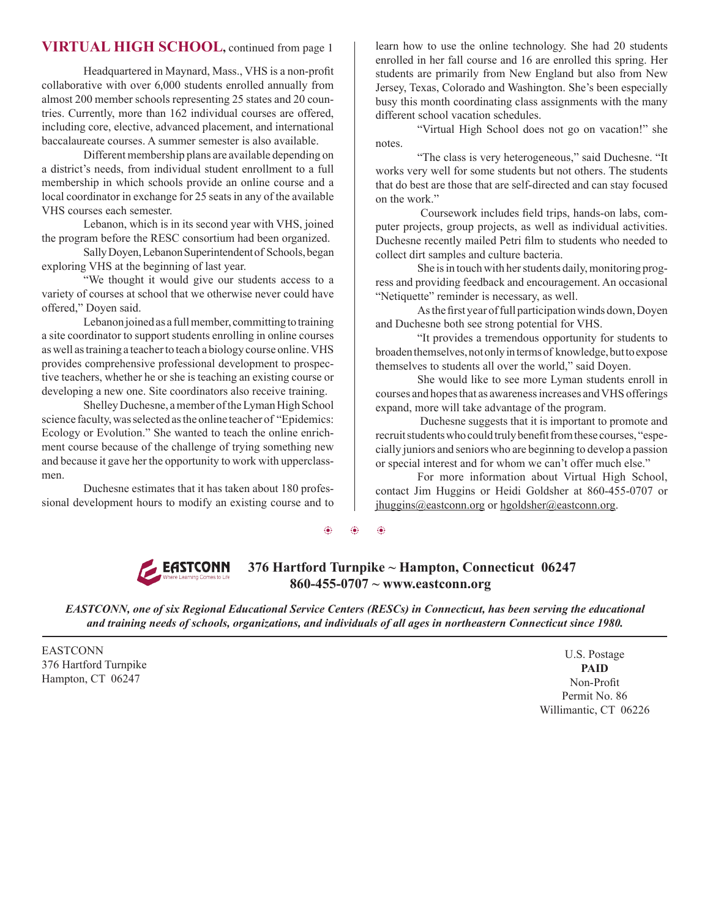## VIRTUAL HIGH SCHOOL, continued from page 1

Headquartered in Maynard, Mass., VHS is a non-profit collaborative with over 6,000 students enrolled annually from almost 200 member schools representing 25 states and 20 countries. Currently, more than 162 individual courses are offered, including core, elective, advanced placement, and international baccalaureate courses. A summer semester is also available.

Different membership plans are available depending on a district's needs, from individual student enrollment to a full membership in which schools provide an online course and a local coordinator in exchange for 25 seats in any of the available VHS courses each semester.

Lebanon, which is in its second year with VHS, joined the program before the RESC consortium had been organized.

Sally Doyen, Lebanon Superintendent of Schools, began exploring VHS at the beginning of last year.

"We thought it would give our students access to a variety of courses at school that we otherwise never could have offered," Doyen said.

Lebanon joined as a full member, committing to training a site coordinator to support students enrolling in online courses as well as training a teacher to teach a biology course online. VHS provides comprehensive professional development to prospective teachers, whether he or she is teaching an existing course or developing a new one. Site coordinators also receive training.

Shelley Duchesne, a member of the Lyman High School science faculty, was selected as the online teacher of "Epidemics: Ecology or Evolution." She wanted to teach the online enrichment course because of the challenge of trying something new and because it gave her the opportunity to work with upperclassmen.

Duchesne estimates that it has taken about 180 professional development hours to modify an existing course and to learn how to use the online technology. She had 20 students enrolled in her fall course and 16 are enrolled this spring. Her students are primarily from New England but also from New Jersey, Texas, Colorado and Washington. She's been especially busy this month coordinating class assignments with the many different school vacation schedules.

"Virtual High School does not go on vacation!" she notes.

"The class is very heterogeneous," said Duchesne. "It works very well for some students but not others. The students that do best are those that are self-directed and can stay focused on the work."

Coursework includes field trips, hands-on labs, computer projects, group projects, as well as individual activities. Duchesne recently mailed Petri film to students who needed to collect dirt samples and culture bacteria.

She is in touch with her students daily, monitoring progress and providing feedback and encouragement. An occasional "Netiquette" reminder is necessary, as well.

As the first year of full participation winds down, Doyen and Duchesne both see strong potential for VHS.

"It provides a tremendous opportunity for students to broaden themselves, not only in terms of knowledge, but to expose themselves to students all over the world," said Doyen.

She would like to see more Lyman students enroll in courses and hopes that as awareness increases and VHS offerings expand, more will take advantage of the program.

Duchesne suggests that it is important to promote and recruit students who could truly benefit from these courses, "especially juniors and seniors who are beginning to develop a passion or special interest and for whom we can't offer much else."

For more information about Virtual High School, contact Jim Huggins or Heidi Goldsher at 860-455-0707 or jhuggins@eastconn.org or hgoldsher@eastconn.org.

---

**EASTCONN** Where Learning Comes to Life

**376 Hartford Turnpike ~ Hampton, Connecticut 06247**
**860-455-0707 ~ www.eastconn.org**

***EASTCONN, one of six Regional Educational Service Centers (RESCs) in Connecticut, has been serving the educational and training needs of schools, organizations, and individuals of all ages in northeastern Connecticut since 1980.***

---

EASTCONN
376 Hartford Turnpike
Hampton, CT 06247

U.S. Postage
**PAID**
Non-Profit
Permit No. 86
Willimantic, CT 06226